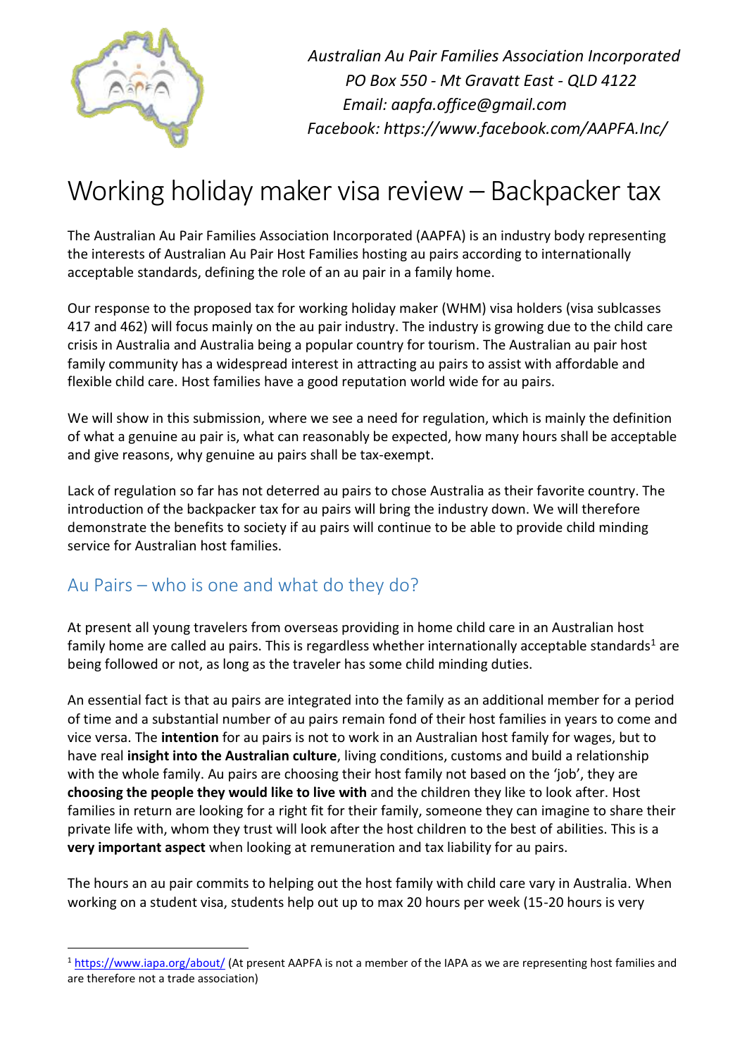*Australian Au Pair Families Association Incorporated*
*PO Box 550 - Mt Gravatt East - QLD 4122*
*Email: aapfa.office@gmail.com*
*Facebook: https://www.facebook.com/AAPFA.Inc/*

# Working holiday maker visa review – Backpacker tax

The Australian Au Pair Families Association Incorporated (AAPFA) is an industry body representing the interests of Australian Au Pair Host Families hosting au pairs according to internationally acceptable standards, defining the role of an au pair in a family home.

Our response to the proposed tax for working holiday maker (WHM) visa holders (visa sublcasses 417 and 462) will focus mainly on the au pair industry. The industry is growing due to the child care crisis in Australia and Australia being a popular country for tourism. The Australian au pair host family community has a widespread interest in attracting au pairs to assist with affordable and flexible child care. Host families have a good reputation world wide for au pairs.

We will show in this submission, where we see a need for regulation, which is mainly the definition of what a genuine au pair is, what can reasonably be expected, how many hours shall be acceptable and give reasons, why genuine au pairs shall be tax-exempt.

Lack of regulation so far has not deterred au pairs to chose Australia as their favorite country. The introduction of the backpacker tax for au pairs will bring the industry down. We will therefore demonstrate the benefits to society if au pairs will continue to be able to provide child minding service for Australian host families.

## Au Pairs – who is one and what do they do?

At present all young travelers from overseas providing in home child care in an Australian host family home are called au pairs. This is regardless whether internationally acceptable standards[1] are being followed or not, as long as the traveler has some child minding duties.

An essential fact is that au pairs are integrated into the family as an additional member for a period of time and a substantial number of au pairs remain fond of their host families in years to come and vice versa. The **intention** for au pairs is not to work in an Australian host family for wages, but to have real **insight into the Australian culture**, living conditions, customs and build a relationship with the whole family. Au pairs are choosing their host family not based on the 'job', they are **choosing the people they would like to live with** and the children they like to look after. Host families in return are looking for a right fit for their family, someone they can imagine to share their private life with, whom they trust will look after the host children to the best of abilities. This is a **very important aspect** when looking at remuneration and tax liability for au pairs.

The hours an au pair commits to helping out the host family with child care vary in Australia. When working on a student visa, students help out up to max 20 hours per week (15-20 hours is very

---

[1] https://www.iapa.org/about/ (At present AAPFA is not a member of the IAPA as we are representing host families and are therefore not a trade association)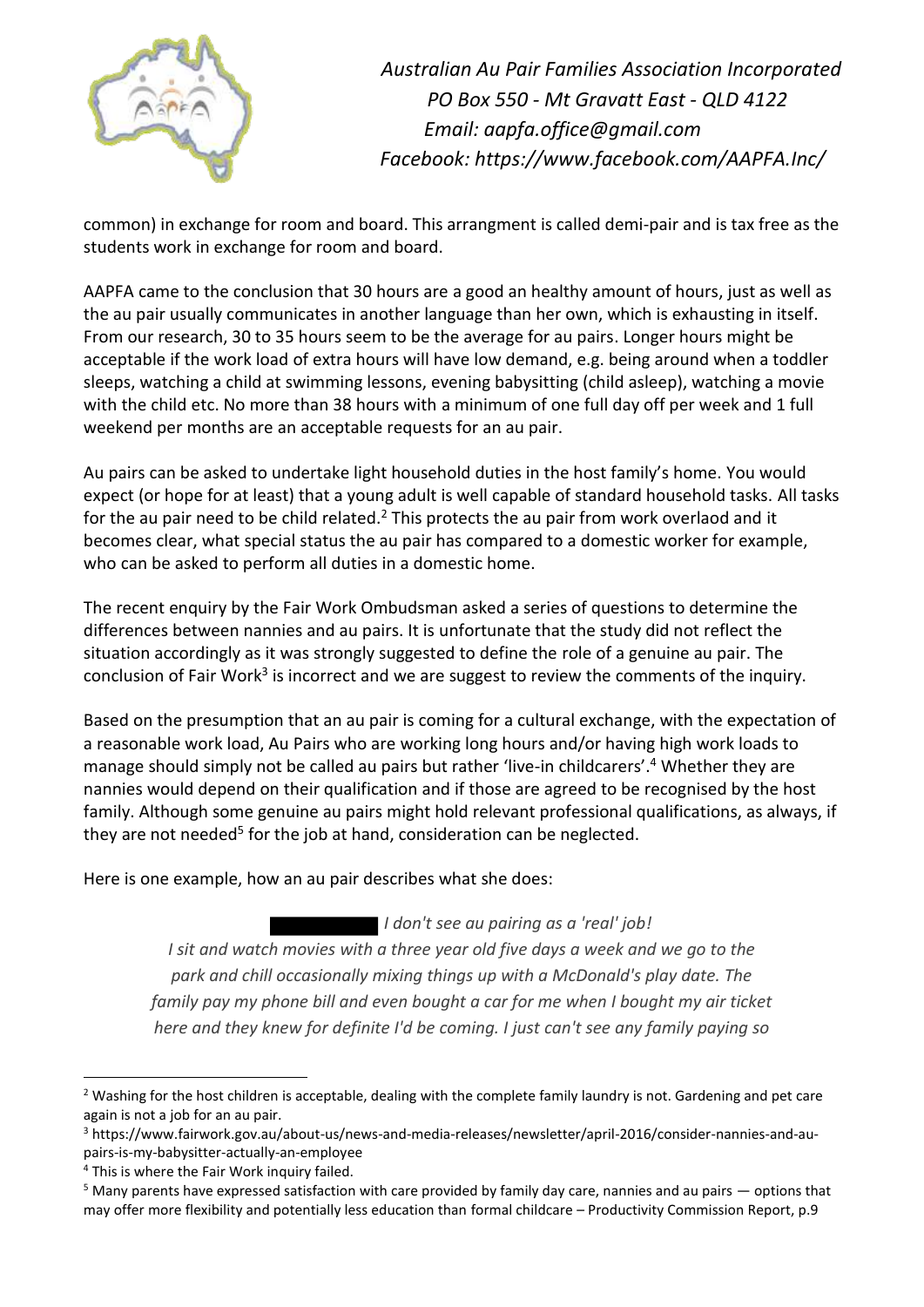common) in exchange for room and board. This arrangment is called demi-pair and is tax free as the students work in exchange for room and board.

AAPFA came to the conclusion that 30 hours are a good an healthy amount of hours, just as well as the au pair usually communicates in another language than her own, which is exhausting in itself. From our research, 30 to 35 hours seem to be the average for au pairs. Longer hours might be acceptable if the work load of extra hours will have low demand, e.g. being around when a toddler sleeps, watching a child at swimming lessons, evening babysitting (child asleep), watching a movie with the child etc. No more than 38 hours with a minimum of one full day off per week and 1 full weekend per months are an acceptable requests for an au pair.

Au pairs can be asked to undertake light household duties in the host family's home. You would expect (or hope for at least) that a young adult is well capable of standard household tasks. All tasks for the au pair need to be child related.[2] This protects the au pair from work overlaod and it becomes clear, what special status the au pair has compared to a domestic worker for example, who can be asked to perform all duties in a domestic home.

The recent enquiry by the Fair Work Ombudsman asked a series of questions to determine the differences between nannies and au pairs. It is unfortunate that the study did not reflect the situation accordingly as it was strongly suggested to define the role of a genuine au pair. The conclusion of Fair Work[3] is incorrect and we are suggest to review the comments of the inquiry.

Based on the presumption that an au pair is coming for a cultural exchange, with the expectation of a reasonable work load, Au Pairs who are working long hours and/or having high work loads to manage should simply not be called au pairs but rather 'live-in childcarers'.[4] Whether they are nannies would depend on their qualification and if those are agreed to be recognised by the host family. Although some genuine au pairs might hold relevant professional qualifications, as always, if they are not needed[5] for the job at hand, consideration can be neglected.

Here is one example, how an au pair describes what she does:

> *I don't see au pairing as a 'real' job!*
> *I sit and watch movies with a three year old five days a week and we go to the park and chill occasionally mixing things up with a McDonald's play date. The family pay my phone bill and even bought a car for me when I bought my air ticket here and they knew for definite I'd be coming. I just can't see any family paying so*

[2] Washing for the host children is acceptable, dealing with the complete family laundry is not. Gardening and pet care again is not a job for an au pair.

[3] https://www.fairwork.gov.au/about-us/news-and-media-releases/newsletter/april-2016/consider-nannies-and-au-pairs-is-my-babysitter-actually-an-employee

[4] This is where the Fair Work inquiry failed.

[5] Many parents have expressed satisfaction with care provided by family day care, nannies and au pairs — options that may offer more flexibility and potentially less education than formal childcare – Productivity Commission Report, p.9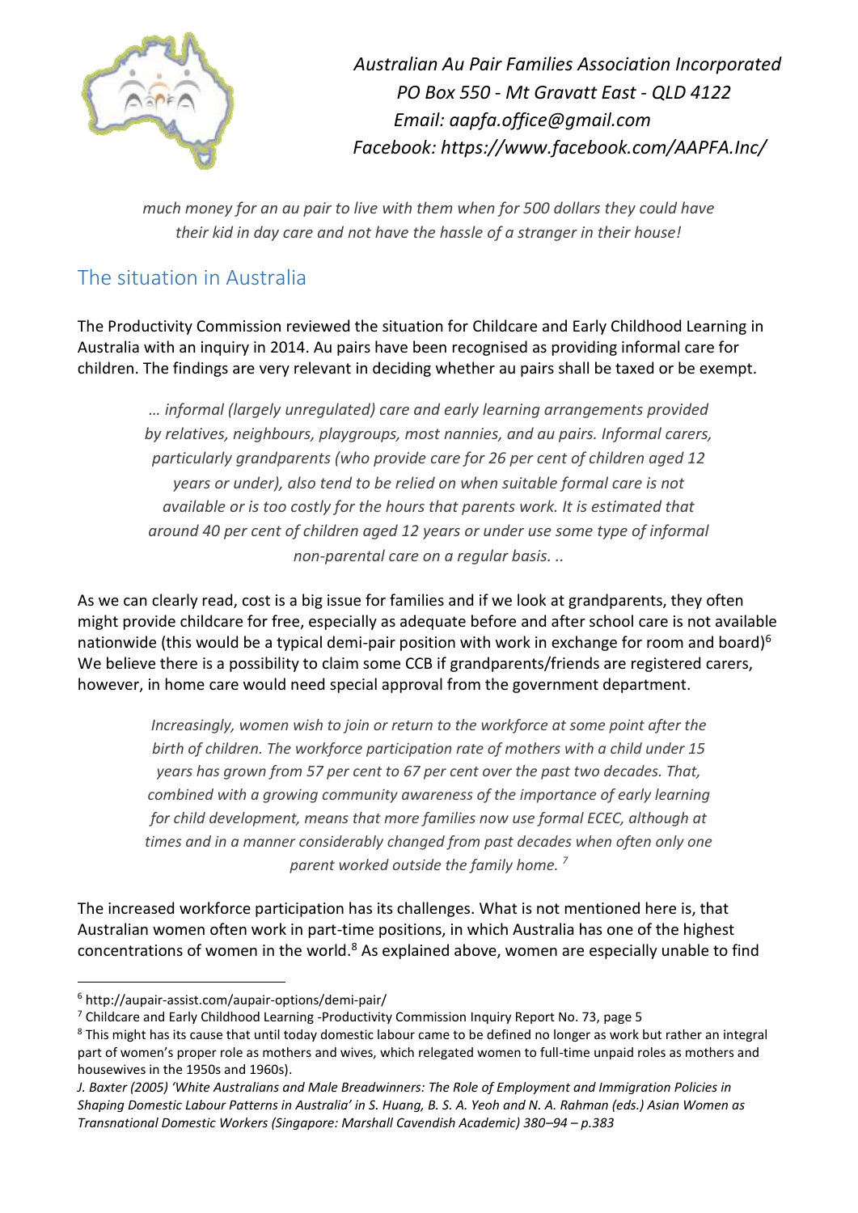*much money for an au pair to live with them when for 500 dollars they could have their kid in day care and not have the hassle of a stranger in their house!*

## The situation in Australia

The Productivity Commission reviewed the situation for Childcare and Early Childhood Learning in Australia with an inquiry in 2014. Au pairs have been recognised as providing informal care for children. The findings are very relevant in deciding whether au pairs shall be taxed or be exempt.

> *… informal (largely unregulated) care and early learning arrangements provided by relatives, neighbours, playgroups, most nannies, and au pairs. Informal carers, particularly grandparents (who provide care for 26 per cent of children aged 12 years or under), also tend to be relied on when suitable formal care is not available or is too costly for the hours that parents work. It is estimated that around 40 per cent of children aged 12 years or under use some type of informal non-parental care on a regular basis. ..*

As we can clearly read, cost is a big issue for families and if we look at grandparents, they often might provide childcare for free, especially as adequate before and after school care is not available nationwide (this would be a typical demi-pair position with work in exchange for room and board)[6] We believe there is a possibility to claim some CCB if grandparents/friends are registered carers, however, in home care would need special approval from the government department.

> *Increasingly, women wish to join or return to the workforce at some point after the birth of children. The workforce participation rate of mothers with a child under 15 years has grown from 57 per cent to 67 per cent over the past two decades. That, combined with a growing community awareness of the importance of early learning for child development, means that more families now use formal ECEC, although at times and in a manner considerably changed from past decades when often only one parent worked outside the family home.* [7]

The increased workforce participation has its challenges. What is not mentioned here is, that Australian women often work in part-time positions, in which Australia has one of the highest concentrations of women in the world.[8] As explained above, women are especially unable to find

---

[6] http://aupair-assist.com/aupair-options/demi-pair/

[7] Childcare and Early Childhood Learning -Productivity Commission Inquiry Report No. 73, page 5

[8] This might has its cause that until today domestic labour came to be defined no longer as work but rather an integral part of women's proper role as mothers and wives, which relegated women to full-time unpaid roles as mothers and housewives in the 1950s and 1960s).

*J. Baxter (2005) 'White Australians and Male Breadwinners: The Role of Employment and Immigration Policies in Shaping Domestic Labour Patterns in Australia' in S. Huang, B. S. A. Yeoh and N. A. Rahman (eds.) Asian Women as Transnational Domestic Workers (Singapore: Marshall Cavendish Academic) 380–94 – p.383*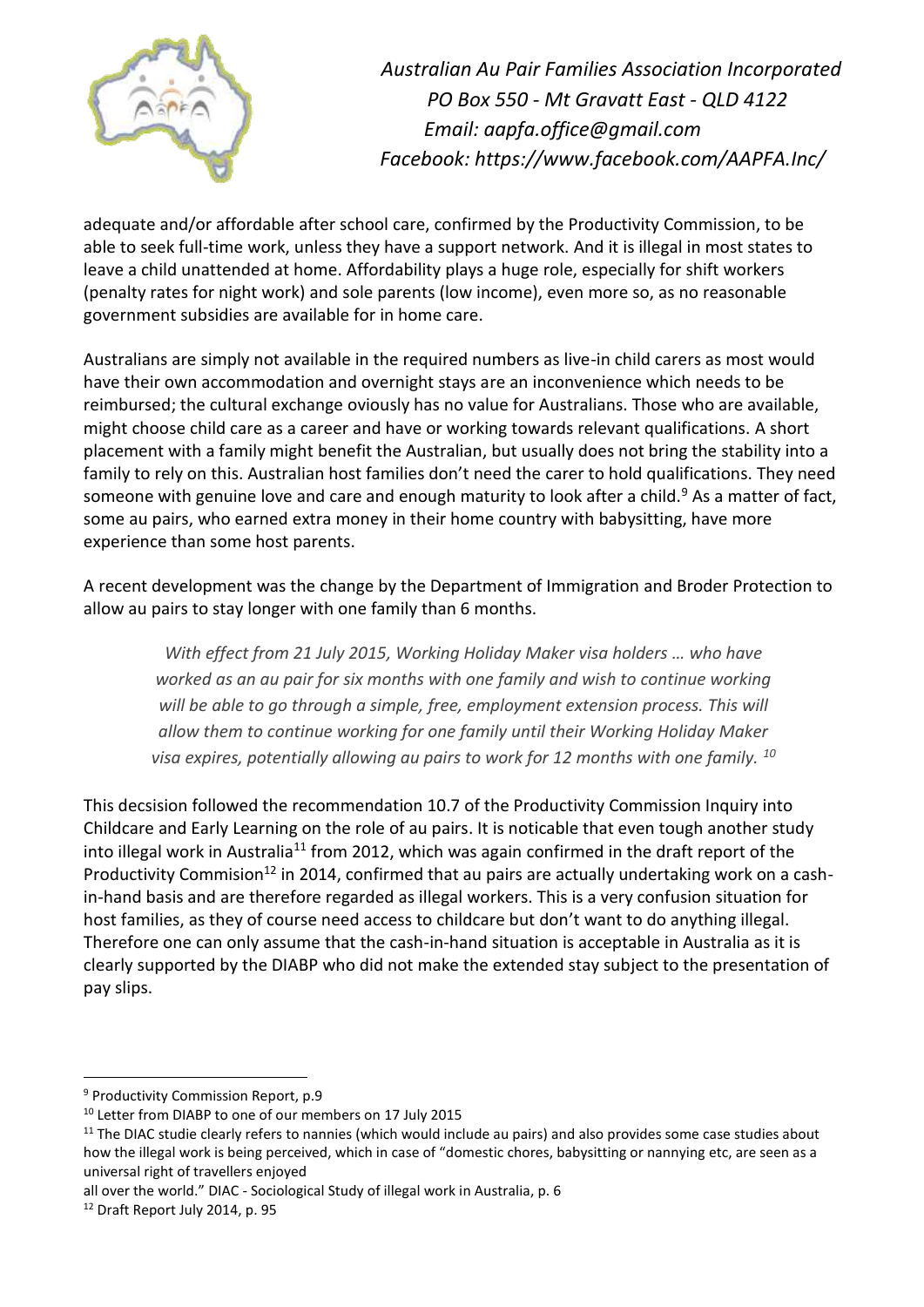adequate and/or affordable after school care, confirmed by the Productivity Commission, to be able to seek full-time work, unless they have a support network. And it is illegal in most states to leave a child unattended at home. Affordability plays a huge role, especially for shift workers (penalty rates for night work) and sole parents (low income), even more so, as no reasonable government subsidies are available for in home care.

Australians are simply not available in the required numbers as live-in child carers as most would have their own accommodation and overnight stays are an inconvenience which needs to be reimbursed; the cultural exchange oviously has no value for Australians. Those who are available, might choose child care as a career and have or working towards relevant qualifications. A short placement with a family might benefit the Australian, but usually does not bring the stability into a family to rely on this. Australian host families don't need the carer to hold qualifications. They need someone with genuine love and care and enough maturity to look after a child.[9] As a matter of fact, some au pairs, who earned extra money in their home country with babysitting, have more experience than some host parents.

A recent development was the change by the Department of Immigration and Broder Protection to allow au pairs to stay longer with one family than 6 months.

> *With effect from 21 July 2015, Working Holiday Maker visa holders … who have worked as an au pair for six months with one family and wish to continue working will be able to go through a simple, free, employment extension process. This will allow them to continue working for one family until their Working Holiday Maker visa expires, potentially allowing au pairs to work for 12 months with one family.* [10]

This decsision followed the recommendation 10.7 of the Productivity Commission Inquiry into Childcare and Early Learning on the role of au pairs. It is noticable that even tough another study into illegal work in Australia[11] from 2012, which was again confirmed in the draft report of the Productivity Commision[12] in 2014, confirmed that au pairs are actually undertaking work on a cash-in-hand basis and are therefore regarded as illegal workers. This is a very confusion situation for host families, as they of course need access to childcare but don't want to do anything illegal. Therefore one can only assume that the cash-in-hand situation is acceptable in Australia as it is clearly supported by the DIABP who did not make the extended stay subject to the presentation of pay slips.

---

[9] Productivity Commission Report, p.9

[10] Letter from DIABP to one of our members on 17 July 2015

[11] The DIAC studie clearly refers to nannies (which would include au pairs) and also provides some case studies about how the illegal work is being perceived, which in case of "domestic chores, babysitting or nannying etc, are seen as a universal right of travellers enjoyed all over the world." DIAC - Sociological Study of illegal work in Australia, p. 6

[12] Draft Report July 2014, p. 95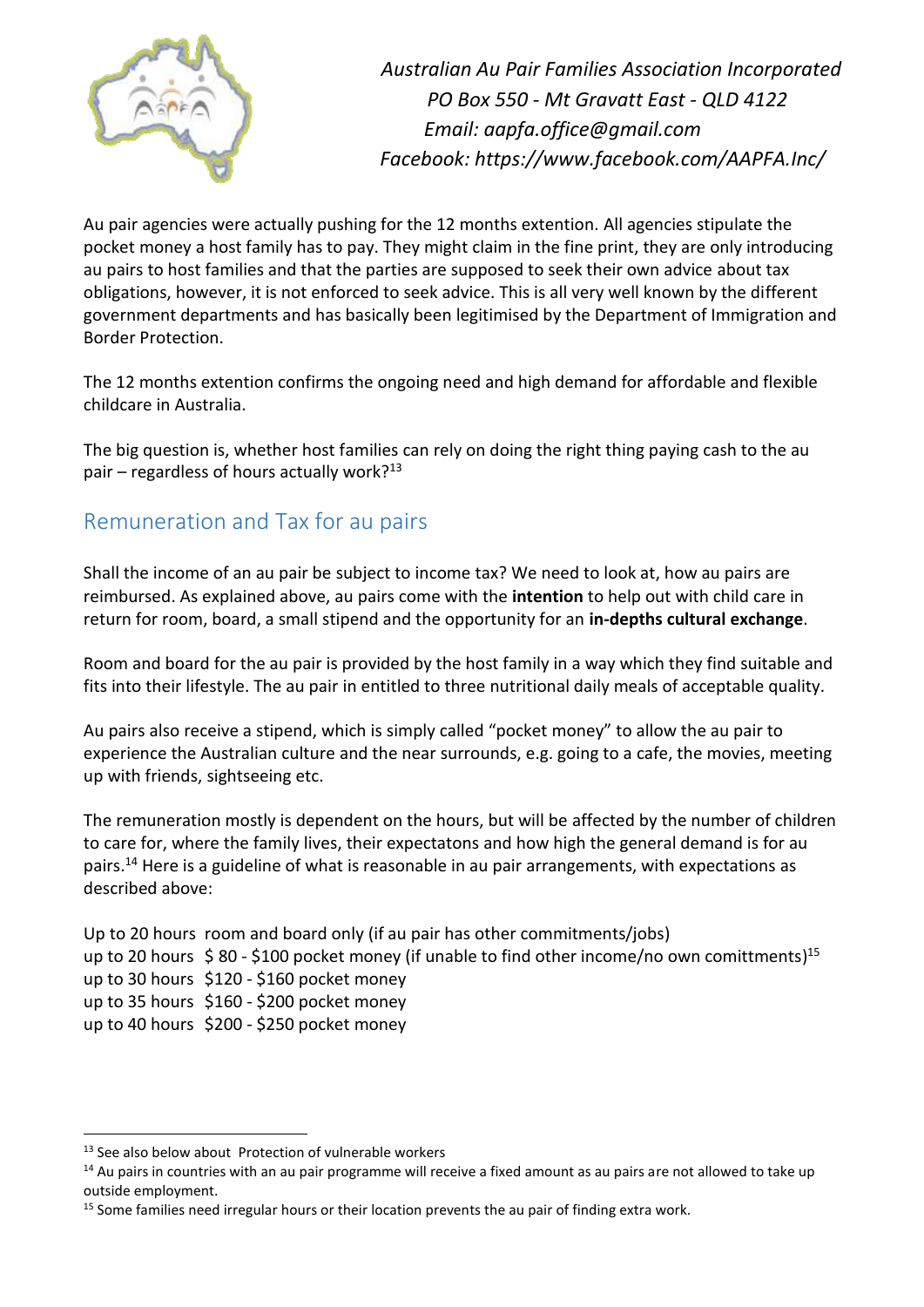Au pair agencies were actually pushing for the 12 months extention. All agencies stipulate the pocket money a host family has to pay. They might claim in the fine print, they are only introducing au pairs to host families and that the parties are supposed to seek their own advice about tax obligations, however, it is not enforced to seek advice. This is all very well known by the different government departments and has basically been legitimised by the Department of Immigration and Border Protection.

The 12 months extention confirms the ongoing need and high demand for affordable and flexible childcare in Australia.

The big question is, whether host families can rely on doing the right thing paying cash to the au pair – regardless of hours actually work?[13]

## Remuneration and Tax for au pairs

Shall the income of an au pair be subject to income tax? We need to look at, how au pairs are reimbursed. As explained above, au pairs come with the **intention** to help out with child care in return for room, board, a small stipend and the opportunity for an **in-depths cultural exchange**.

Room and board for the au pair is provided by the host family in a way which they find suitable and fits into their lifestyle. The au pair in entitled to three nutritional daily meals of acceptable quality.

Au pairs also receive a stipend, which is simply called "pocket money" to allow the au pair to experience the Australian culture and the near surrounds, e.g. going to a cafe, the movies, meeting up with friends, sightseeing etc.

The remuneration mostly is dependent on the hours, but will be affected by the number of children to care for, where the family lives, their expectatons and how high the general demand is for au pairs.[14] Here is a guideline of what is reasonable in au pair arrangements, with expectations as described above:

Up to 20 hours room and board only (if au pair has other commitments/jobs)
up to 20 hours $ 80 - $100 pocket money (if unable to find other income/no own comittments)[15]
up to 30 hours $120 - $160 pocket money
up to 35 hours $160 - $200 pocket money
up to 40 hours $200 - $250 pocket money

---

[13] See also below about Protection of vulnerable workers

[14] Au pairs in countries with an au pair programme will receive a fixed amount as au pairs are not allowed to take up outside employment.

[15] Some families need irregular hours or their location prevents the au pair of finding extra work.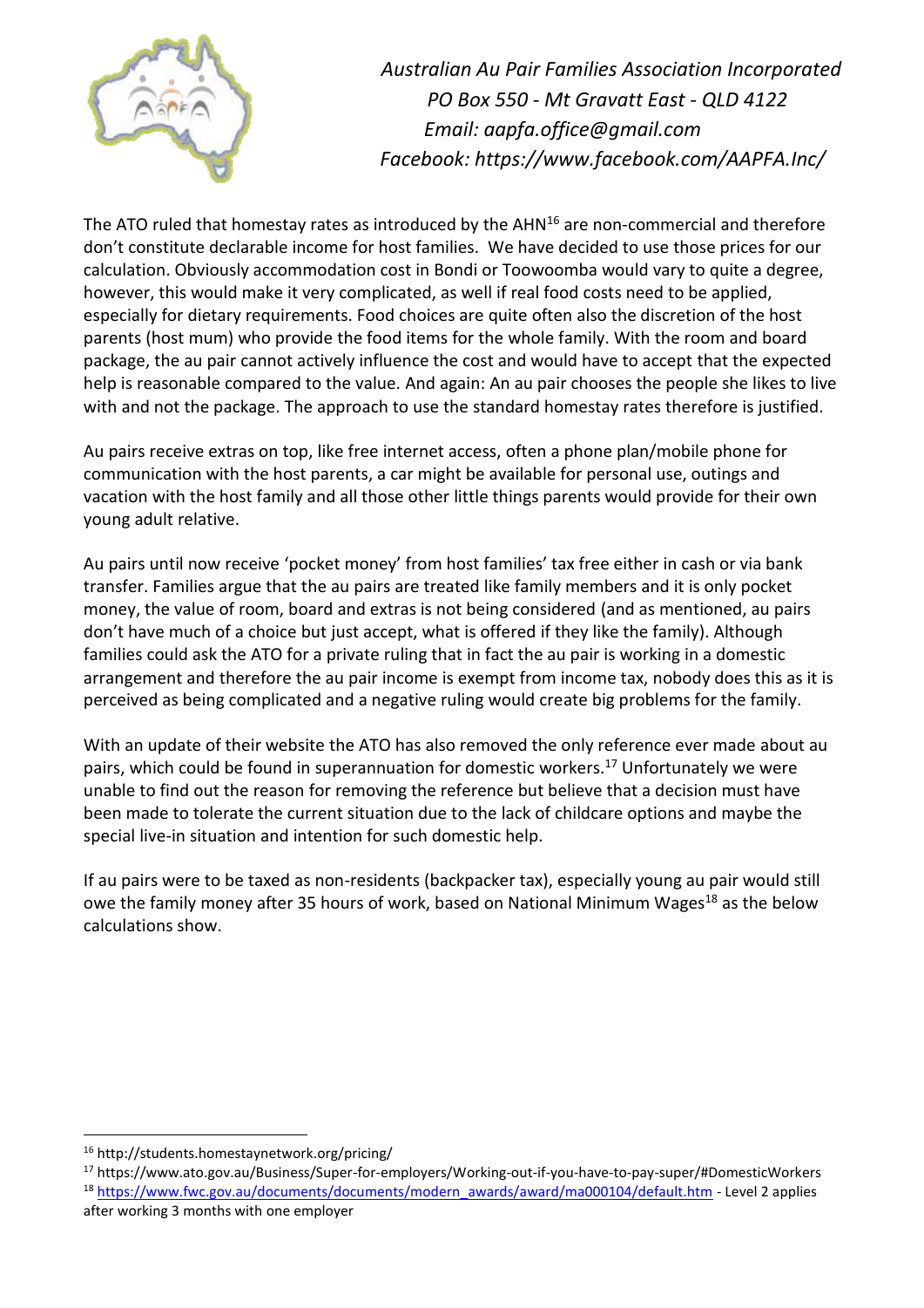The ATO ruled that homestay rates as introduced by the AHN[16] are non-commercial and therefore don't constitute declarable income for host families. We have decided to use those prices for our calculation. Obviously accommodation cost in Bondi or Toowoomba would vary to quite a degree, however, this would make it very complicated, as well if real food costs need to be applied, especially for dietary requirements. Food choices are quite often also the discretion of the host parents (host mum) who provide the food items for the whole family. With the room and board package, the au pair cannot actively influence the cost and would have to accept that the expected help is reasonable compared to the value. And again: An au pair chooses the people she likes to live with and not the package. The approach to use the standard homestay rates therefore is justified.

Au pairs receive extras on top, like free internet access, often a phone plan/mobile phone for communication with the host parents, a car might be available for personal use, outings and vacation with the host family and all those other little things parents would provide for their own young adult relative.

Au pairs until now receive 'pocket money' from host families' tax free either in cash or via bank transfer. Families argue that the au pairs are treated like family members and it is only pocket money, the value of room, board and extras is not being considered (and as mentioned, au pairs don't have much of a choice but just accept, what is offered if they like the family). Although families could ask the ATO for a private ruling that in fact the au pair is working in a domestic arrangement and therefore the au pair income is exempt from income tax, nobody does this as it is perceived as being complicated and a negative ruling would create big problems for the family.

With an update of their website the ATO has also removed the only reference ever made about au pairs, which could be found in superannuation for domestic workers.[17] Unfortunately we were unable to find out the reason for removing the reference but believe that a decision must have been made to tolerate the current situation due to the lack of childcare options and maybe the special live-in situation and intention for such domestic help.

If au pairs were to be taxed as non-residents (backpacker tax), especially young au pair would still owe the family money after 35 hours of work, based on National Minimum Wages[18] as the below calculations show.

---

[16] http://students.homestaynetwork.org/pricing/

[17] https://www.ato.gov.au/Business/Super-for-employers/Working-out-if-you-have-to-pay-super/#DomesticWorkers

[18] https://www.fwc.gov.au/documents/documents/modern_awards/award/ma000104/default.htm - Level 2 applies after working 3 months with one employer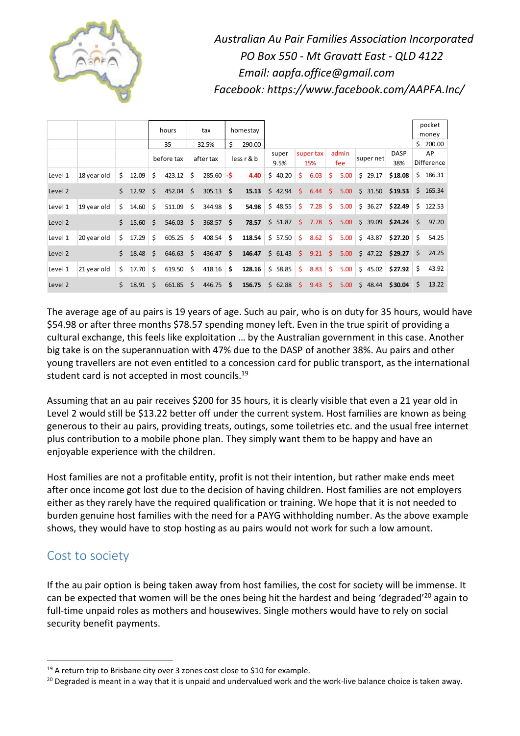*Australian Au Pair Families Association Incorporated*
*PO Box 550 - Mt Gravatt East - QLD 4122*
*Email: aapfa.office@gmail.com*
*Facebook: https://www.facebook.com/AAPFA.Inc/*

| | | | hours | tax | homestay | | | | | | pocket money |
|---|---|---|---|---|---|---|---|---|---|---|---|
| | | | 35 | 32.5% | $ 290.00 | | | | | | $ 200.00 |
| | | | before tax | after tax | less r & b | super 9.5% | super tax 15% | admin fee | super net | DASP 38% | AP Difference |
| Level 1 | 18 year old | $ 12.09 | $ 423.12 | $ 285.60 | -$ **4.40** | $ 40.20 | $ 6.03 | $ 5.00 | $ 29.17 | **$18.08** | $ 186.31 |
| Level 2 | | $ 12.92 | $ 452.04 | $ 305.13 | $ **15.13** | $ 42.94 | $ 6.44 | $ 5.00 | $ 31.50 | **$19.53** | $ 165.34 |
| Level 1 | 19 year old | $ 14.60 | $ 511.09 | $ 344.98 | $ **54.98** | $ 48.55 | $ 7.28 | $ 5.00 | $ 36.27 | **$22.49** | $ 122.53 |
| Level 2 | | $ 15.60 | $ 546.03 | $ 368.57 | $ **78.57** | $ 51.87 | $ 7.78 | $ 5.00 | $ 39.09 | **$24.24** | $ 97.20 |
| Level 1 | 20 year old | $ 17.29 | $ 605.25 | $ 408.54 | $ **118.54** | $ 57.50 | $ 8.62 | $ 5.00 | $ 43.87 | **$27.20** | $ 54.25 |
| Level 2 | | $ 18.48 | $ 646.63 | $ 436.47 | $ **146.47** | $ 61.43 | $ 9.21 | $ 5.00 | $ 47.22 | **$29.27** | $ 24.25 |
| Level 1 | 21 year old | $ 17.70 | $ 619.50 | $ 418.16 | $ **128.16** | $ 58.85 | $ 8.83 | $ 5.00 | $ 45.02 | **$27.92** | $ 43.92 |
| Level 2 | | $ 18.91 | $ 661.85 | $ 446.75 | $ **156.75** | $ 62.88 | $ 9.43 | $ 5.00 | $ 48.44 | **$30.04** | $ 13.22 |

The average age of au pairs is 19 years of age. Such au pair, who is on duty for 35 hours, would have $54.98 or after three months $78.57 spending money left. Even in the true spirit of providing a cultural exchange, this feels like exploitation … by the Australian government in this case. Another big take is on the superannuation with 47% due to the DASP of another 38%. Au pairs and other young travellers are not even entitled to a concession card for public transport, as the international student card is not accepted in most councils.[19]

Assuming that an au pair receives $200 for 35 hours, it is clearly visible that even a 21 year old in Level 2 would still be $13.22 better off under the current system. Host families are known as being generous to their au pairs, providing treats, outings, some toiletries etc. and the usual free internet plus contribution to a mobile phone plan. They simply want them to be happy and have an enjoyable experience with the children.

Host families are not a profitable entity, profit is not their intention, but rather make ends meet after once income got lost due to the decision of having children. Host families are not employers either as they rarely have the required qualification or training. We hope that it is not needed to burden genuine host families with the need for a PAYG withholding number. As the above example shows, they would have to stop hosting as au pairs would not work for such a low amount.

## Cost to society

If the au pair option is being taken away from host families, the cost for society will be immense. It can be expected that women will be the ones being hit the hardest and being 'degraded'[20] again to full-time unpaid roles as mothers and housewives. Single mothers would have to rely on social security benefit payments.

[19] A return trip to Brisbane city over 3 zones cost close to $10 for example.

[20] Degraded is meant in a way that it is unpaid and undervalued work and the work-live balance choice is taken away.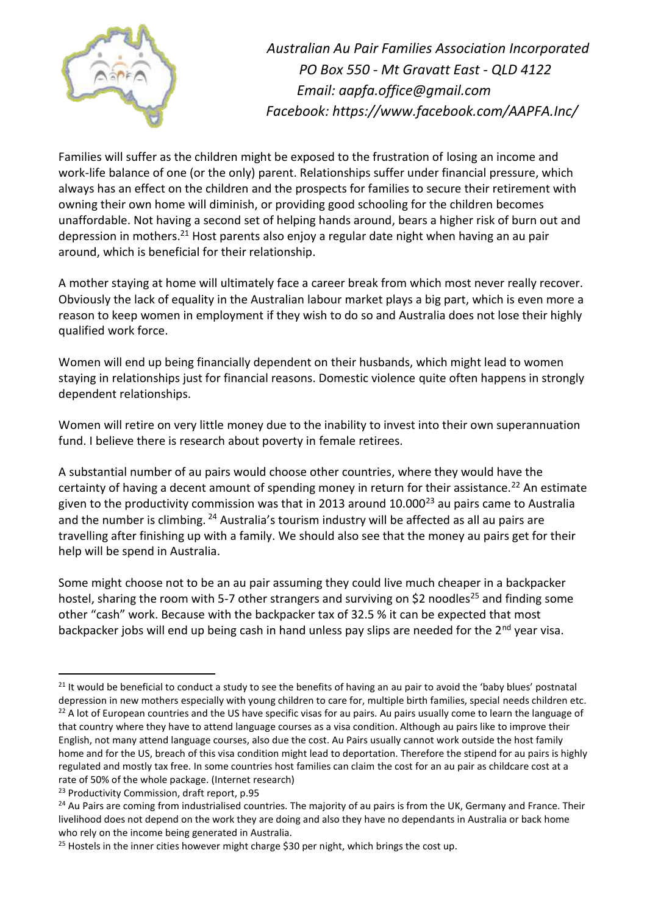Families will suffer as the children might be exposed to the frustration of losing an income and work-life balance of one (or the only) parent. Relationships suffer under financial pressure, which always has an effect on the children and the prospects for families to secure their retirement with owning their own home will diminish, or providing good schooling for the children becomes unaffordable. Not having a second set of helping hands around, bears a higher risk of burn out and depression in mothers.[21] Host parents also enjoy a regular date night when having an au pair around, which is beneficial for their relationship.

A mother staying at home will ultimately face a career break from which most never really recover. Obviously the lack of equality in the Australian labour market plays a big part, which is even more a reason to keep women in employment if they wish to do so and Australia does not lose their highly qualified work force.

Women will end up being financially dependent on their husbands, which might lead to women staying in relationships just for financial reasons. Domestic violence quite often happens in strongly dependent relationships.

Women will retire on very little money due to the inability to invest into their own superannuation fund. I believe there is research about poverty in female retirees.

A substantial number of au pairs would choose other countries, where they would have the certainty of having a decent amount of spending money in return for their assistance.[22] An estimate given to the productivity commission was that in 2013 around 10.000[23] au pairs came to Australia and the number is climbing. [24] Australia's tourism industry will be affected as all au pairs are travelling after finishing up with a family. We should also see that the money au pairs get for their help will be spend in Australia.

Some might choose not to be an au pair assuming they could live much cheaper in a backpacker hostel, sharing the room with 5-7 other strangers and surviving on $2 noodles[25] and finding some other "cash" work. Because with the backpacker tax of 32.5 % it can be expected that most backpacker jobs will end up being cash in hand unless pay slips are needed for the 2nd year visa.

---

[21] It would be beneficial to conduct a study to see the benefits of having an au pair to avoid the 'baby blues' postnatal depression in new mothers especially with young children to care for, multiple birth families, special needs children etc.

[22] A lot of European countries and the US have specific visas for au pairs. Au pairs usually come to learn the language of that country where they have to attend language courses as a visa condition. Although au pairs like to improve their English, not many attend language courses, also due the cost. Au Pairs usually cannot work outside the host family home and for the US, breach of this visa condition might lead to deportation. Therefore the stipend for au pairs is highly regulated and mostly tax free. In some countries host families can claim the cost for an au pair as childcare cost at a rate of 50% of the whole package. (Internet research)

[23] Productivity Commission, draft report, p.95

[24] Au Pairs are coming from industrialised countries. The majority of au pairs is from the UK, Germany and France. Their livelihood does not depend on the work they are doing and also they have no dependants in Australia or back home who rely on the income being generated in Australia.

[25] Hostels in the inner cities however might charge $30 per night, which brings the cost up.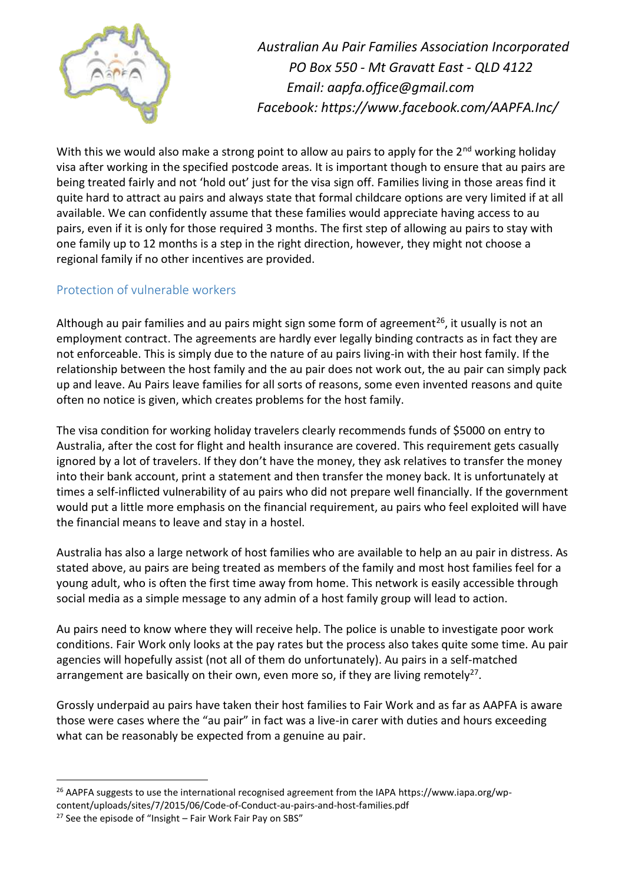With this we would also make a strong point to allow au pairs to apply for the 2nd working holiday visa after working in the specified postcode areas. It is important though to ensure that au pairs are being treated fairly and not 'hold out' just for the visa sign off. Families living in those areas find it quite hard to attract au pairs and always state that formal childcare options are very limited if at all available. We can confidently assume that these families would appreciate having access to au pairs, even if it is only for those required 3 months. The first step of allowing au pairs to stay with one family up to 12 months is a step in the right direction, however, they might not choose a regional family if no other incentives are provided.

## Protection of vulnerable workers

Although au pair families and au pairs might sign some form of agreement[26], it usually is not an employment contract. The agreements are hardly ever legally binding contracts as in fact they are not enforceable. This is simply due to the nature of au pairs living-in with their host family. If the relationship between the host family and the au pair does not work out, the au pair can simply pack up and leave. Au Pairs leave families for all sorts of reasons, some even invented reasons and quite often no notice is given, which creates problems for the host family.

The visa condition for working holiday travelers clearly recommends funds of $5000 on entry to Australia, after the cost for flight and health insurance are covered. This requirement gets casually ignored by a lot of travelers. If they don't have the money, they ask relatives to transfer the money into their bank account, print a statement and then transfer the money back. It is unfortunately at times a self-inflicted vulnerability of au pairs who did not prepare well financially. If the government would put a little more emphasis on the financial requirement, au pairs who feel exploited will have the financial means to leave and stay in a hostel.

Australia has also a large network of host families who are available to help an au pair in distress. As stated above, au pairs are being treated as members of the family and most host families feel for a young adult, who is often the first time away from home. This network is easily accessible through social media as a simple message to any admin of a host family group will lead to action.

Au pairs need to know where they will receive help. The police is unable to investigate poor work conditions. Fair Work only looks at the pay rates but the process also takes quite some time. Au pair agencies will hopefully assist (not all of them do unfortunately). Au pairs in a self-matched arrangement are basically on their own, even more so, if they are living remotely[27].

Grossly underpaid au pairs have taken their host families to Fair Work and as far as AAPFA is aware those were cases where the "au pair" in fact was a live-in carer with duties and hours exceeding what can be reasonably be expected from a genuine au pair.

---

[26] AAPFA suggests to use the international recognised agreement from the IAPA https://www.iapa.org/wp-content/uploads/sites/7/2015/06/Code-of-Conduct-au-pairs-and-host-families.pdf

[27] See the episode of "Insight – Fair Work Fair Pay on SBS"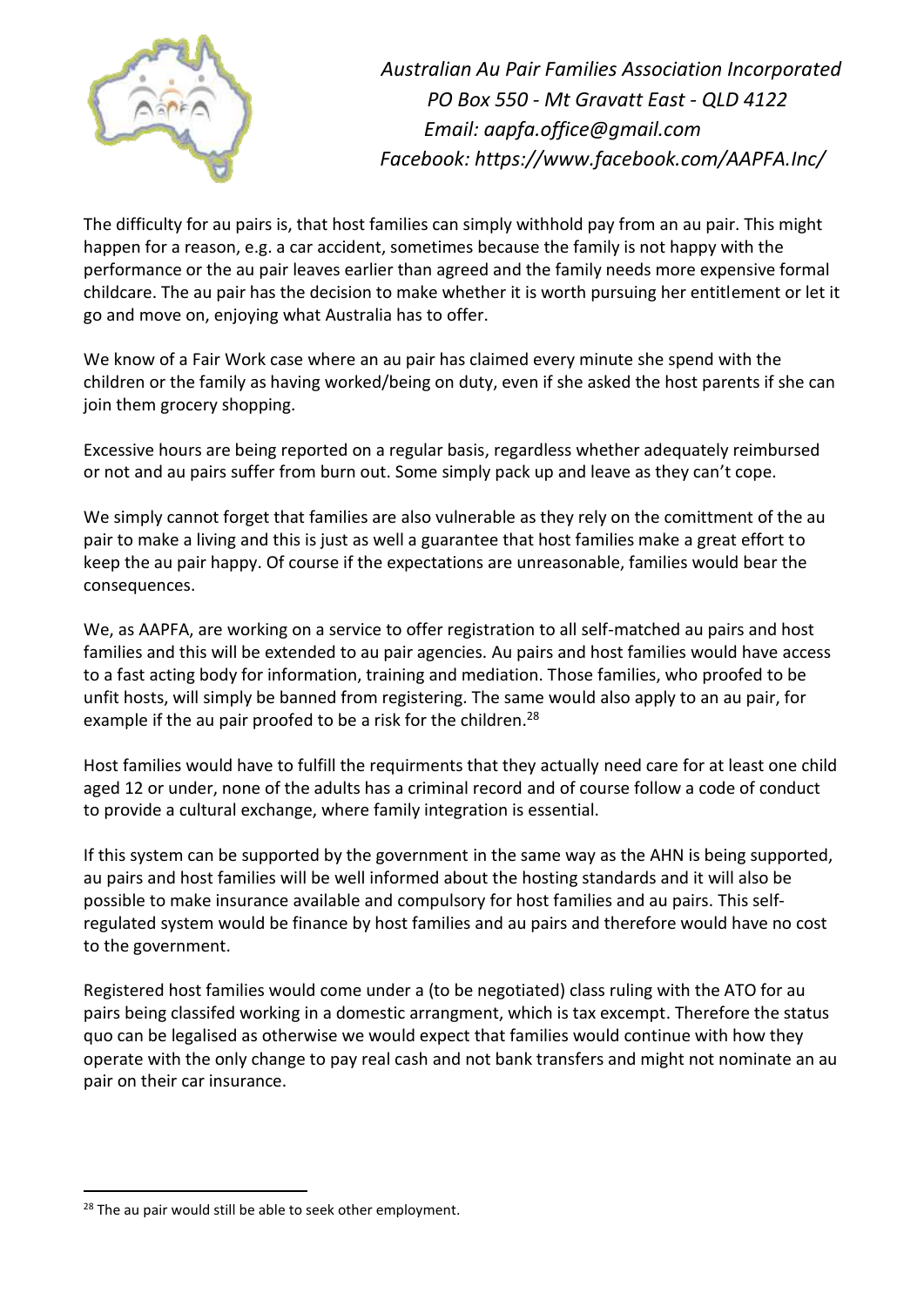The difficulty for au pairs is, that host families can simply withhold pay from an au pair. This might happen for a reason, e.g. a car accident, sometimes because the family is not happy with the performance or the au pair leaves earlier than agreed and the family needs more expensive formal childcare. The au pair has the decision to make whether it is worth pursuing her entitlement or let it go and move on, enjoying what Australia has to offer.

We know of a Fair Work case where an au pair has claimed every minute she spend with the children or the family as having worked/being on duty, even if she asked the host parents if she can join them grocery shopping.

Excessive hours are being reported on a regular basis, regardless whether adequately reimbursed or not and au pairs suffer from burn out. Some simply pack up and leave as they can't cope.

We simply cannot forget that families are also vulnerable as they rely on the comittment of the au pair to make a living and this is just as well a guarantee that host families make a great effort to keep the au pair happy. Of course if the expectations are unreasonable, families would bear the consequences.

We, as AAPFA, are working on a service to offer registration to all self-matched au pairs and host families and this will be extended to au pair agencies. Au pairs and host families would have access to a fast acting body for information, training and mediation. Those families, who proofed to be unfit hosts, will simply be banned from registering. The same would also apply to an au pair, for example if the au pair proofed to be a risk for the children.[28]

Host families would have to fulfill the requirments that they actually need care for at least one child aged 12 or under, none of the adults has a criminal record and of course follow a code of conduct to provide a cultural exchange, where family integration is essential.

If this system can be supported by the government in the same way as the AHN is being supported, au pairs and host families will be well informed about the hosting standards and it will also be possible to make insurance available and compulsory for host families and au pairs. This self-regulated system would be finance by host families and au pairs and therefore would have no cost to the government.

Registered host families would come under a (to be negotiated) class ruling with the ATO for au pairs being classifed working in a domestic arrangment, which is tax excempt. Therefore the status quo can be legalised as otherwise we would expect that families would continue with how they operate with the only change to pay real cash and not bank transfers and might not nominate an au pair on their car insurance.

---

[28] The au pair would still be able to seek other employment.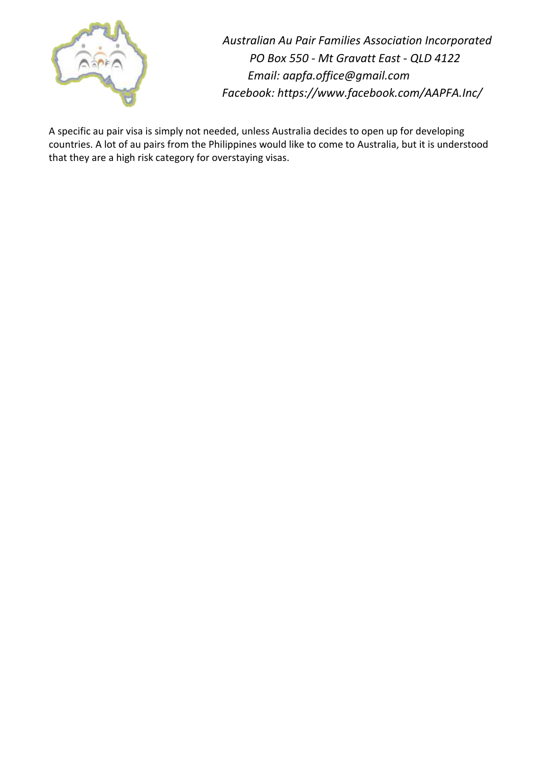*Australian Au Pair Families Association Incorporated*
*PO Box 550 - Mt Gravatt East - QLD 4122*
*Email: aapfa.office@gmail.com*
*Facebook: https://www.facebook.com/AAPFA.Inc/*

A specific au pair visa is simply not needed, unless Australia decides to open up for developing countries. A lot of au pairs from the Philippines would like to come to Australia, but it is understood that they are a high risk category for overstaying visas.